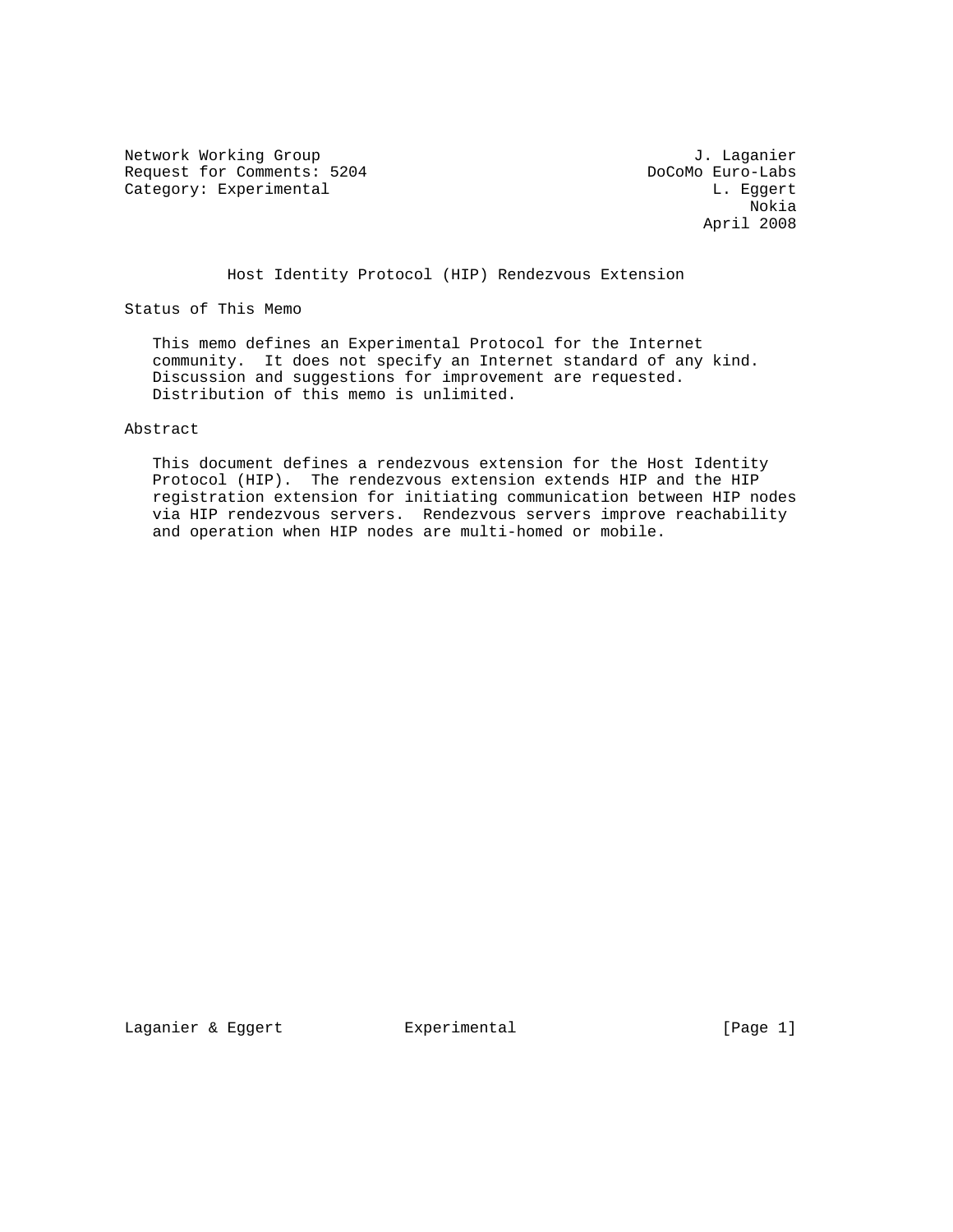Network Working Group                                        J. Laganier
Request for Comments: 5204                              DoCoMo Euro-Labs
Category: Experimental                                         L. Eggert
                                                                   Nokia
                                                              April 2008

# Host Identity Protocol (HIP) Rendezvous Extension

## Status of This Memo

This memo defines an Experimental Protocol for the Internet community. It does not specify an Internet standard of any kind. Discussion and suggestions for improvement are requested. Distribution of this memo is unlimited.

## Abstract

This document defines a rendezvous extension for the Host Identity Protocol (HIP). The rendezvous extension extends HIP and the HIP registration extension for initiating communication between HIP nodes via HIP rendezvous servers. Rendezvous servers improve reachability and operation when HIP nodes are multi-homed or mobile.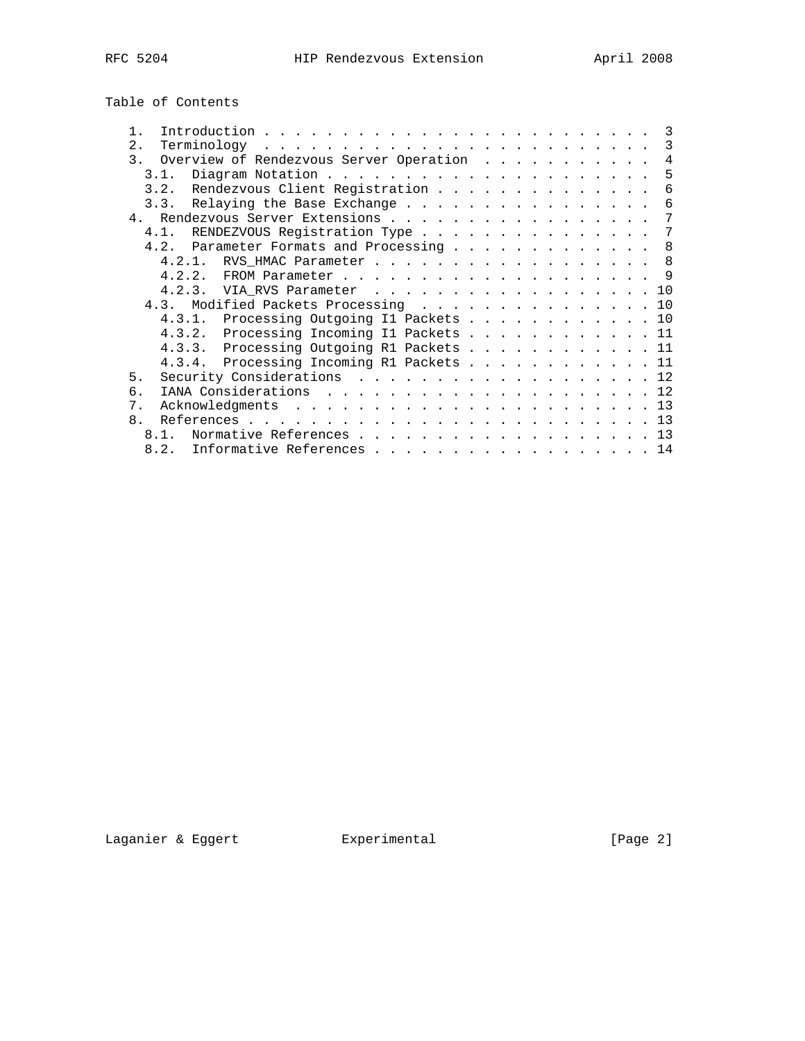Table of Contents

```
   1.  Introduction . . . . . . . . . . . . . . . . . . . . . . . . .  3
   2.  Terminology  . . . . . . . . . . . . . . . . . . . . . . . . .  3
   3.  Overview of Rendezvous Server Operation  . . . . . . . . . . .  4
     3.1.  Diagram Notation . . . . . . . . . . . . . . . . . . . . .  5
     3.2.  Rendezvous Client Registration . . . . . . . . . . . . . .  6
     3.3.  Relaying the Base Exchange . . . . . . . . . . . . . . . .  6
   4.  Rendezvous Server Extensions . . . . . . . . . . . . . . . . .  7
     4.1.  RENDEZVOUS Registration Type . . . . . . . . . . . . . . .  7
     4.2.  Parameter Formats and Processing . . . . . . . . . . . . .  8
       4.2.1.  RVS_HMAC Parameter . . . . . . . . . . . . . . . . . .  8
       4.2.2.  FROM Parameter . . . . . . . . . . . . . . . . . . . .  9
       4.2.3.  VIA_RVS Parameter  . . . . . . . . . . . . . . . . . . 10
     4.3.  Modified Packets Processing  . . . . . . . . . . . . . . . 10
       4.3.1.  Processing Outgoing I1 Packets . . . . . . . . . . . . 10
       4.3.2.  Processing Incoming I1 Packets . . . . . . . . . . . . 11
       4.3.3.  Processing Outgoing R1 Packets . . . . . . . . . . . . 11
       4.3.4.  Processing Incoming R1 Packets . . . . . . . . . . . . 11
   5.  Security Considerations  . . . . . . . . . . . . . . . . . . . 12
   6.  IANA Considerations  . . . . . . . . . . . . . . . . . . . . . 12
   7.  Acknowledgments  . . . . . . . . . . . . . . . . . . . . . . . 13
   8.  References . . . . . . . . . . . . . . . . . . . . . . . . . . 13
     8.1.  Normative References . . . . . . . . . . . . . . . . . . . 13
     8.2.  Informative References . . . . . . . . . . . . . . . . . . 14
```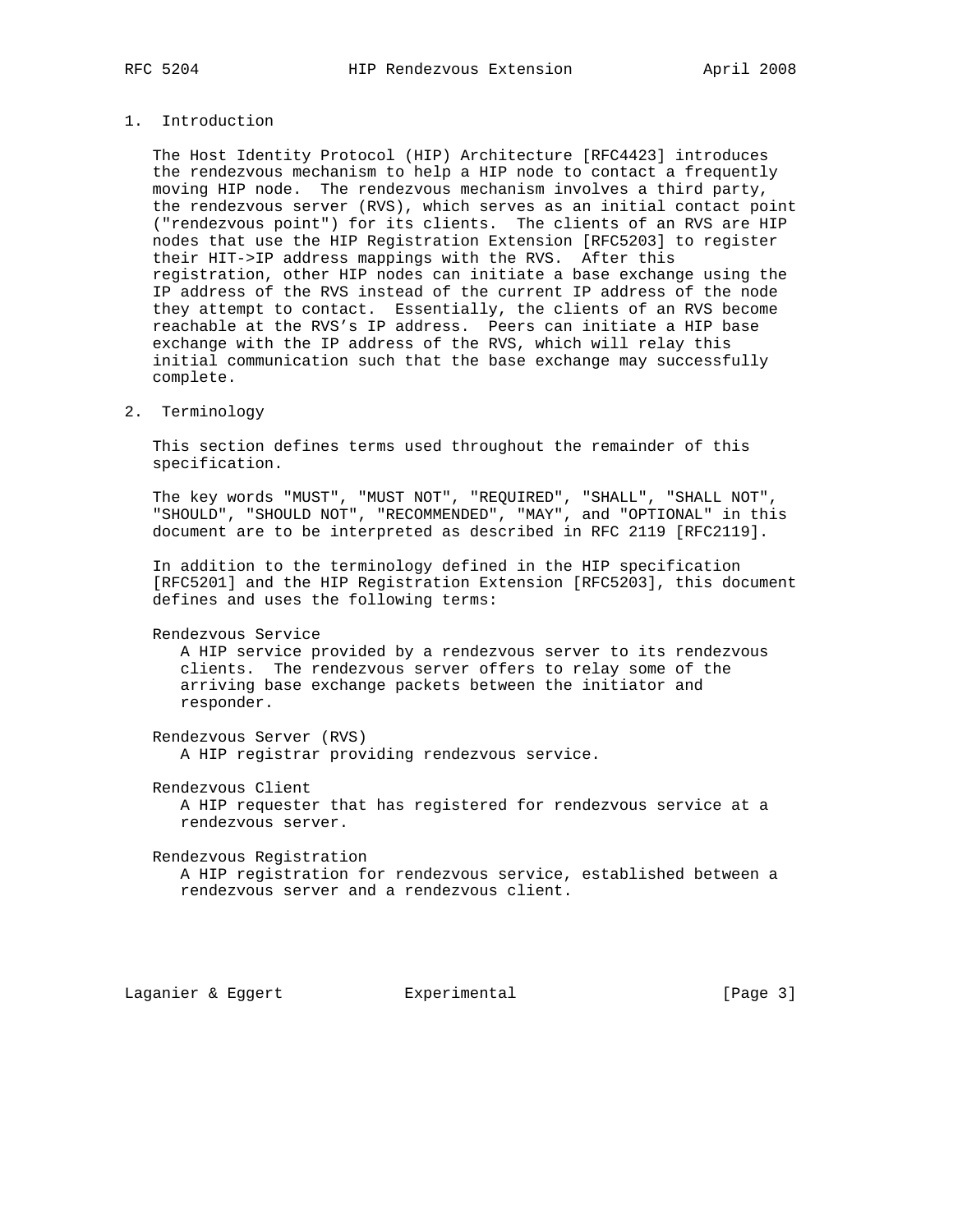## 1. Introduction

The Host Identity Protocol (HIP) Architecture [RFC4423] introduces the rendezvous mechanism to help a HIP node to contact a frequently moving HIP node. The rendezvous mechanism involves a third party, the rendezvous server (RVS), which serves as an initial contact point ("rendezvous point") for its clients. The clients of an RVS are HIP nodes that use the HIP Registration Extension [RFC5203] to register their HIT->IP address mappings with the RVS. After this registration, other HIP nodes can initiate a base exchange using the IP address of the RVS instead of the current IP address of the node they attempt to contact. Essentially, the clients of an RVS become reachable at the RVS's IP address. Peers can initiate a HIP base exchange with the IP address of the RVS, which will relay this initial communication such that the base exchange may successfully complete.

## 2. Terminology

This section defines terms used throughout the remainder of this specification.

The key words "MUST", "MUST NOT", "REQUIRED", "SHALL", "SHALL NOT", "SHOULD", "SHOULD NOT", "RECOMMENDED", "MAY", and "OPTIONAL" in this document are to be interpreted as described in RFC 2119 [RFC2119].

In addition to the terminology defined in the HIP specification [RFC5201] and the HIP Registration Extension [RFC5203], this document defines and uses the following terms:

Rendezvous Service
: A HIP service provided by a rendezvous server to its rendezvous clients. The rendezvous server offers to relay some of the arriving base exchange packets between the initiator and responder.

Rendezvous Server (RVS)
: A HIP registrar providing rendezvous service.

Rendezvous Client
: A HIP requester that has registered for rendezvous service at a rendezvous server.

Rendezvous Registration
: A HIP registration for rendezvous service, established between a rendezvous server and a rendezvous client.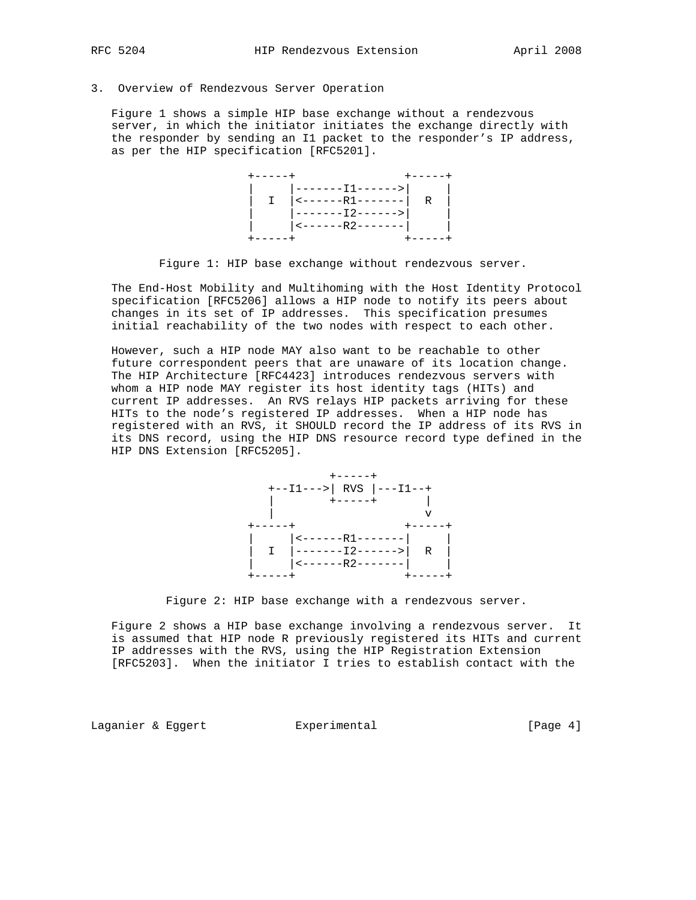## 3. Overview of Rendezvous Server Operation

Figure 1 shows a simple HIP base exchange without a rendezvous server, in which the initiator initiates the exchange directly with the responder by sending an I1 packet to the responder's IP address, as per the HIP specification [RFC5201].

```
+-----+                +-----+
|     |-------I1------>|     |
|  I  |<------R1-------|  R  |
|     |-------I2------>|     |
|     |<------R2-------|     |
+-----+                +-----+
```

Figure 1: HIP base exchange without rendezvous server.

The End-Host Mobility and Multihoming with the Host Identity Protocol specification [RFC5206] allows a HIP node to notify its peers about changes in its set of IP addresses. This specification presumes initial reachability of the two nodes with respect to each other.

However, such a HIP node MAY also want to be reachable to other future correspondent peers that are unaware of its location change. The HIP Architecture [RFC4423] introduces rendezvous servers with whom a HIP node MAY register its host identity tags (HITs) and current IP addresses. An RVS relays HIP packets arriving for these HITs to the node's registered IP addresses. When a HIP node has registered with an RVS, it SHOULD record the IP address of its RVS in its DNS record, using the HIP DNS resource record type defined in the HIP DNS Extension [RFC5205].

```
            +-----+
   +--I1--->| RVS |---I1--+
   |        +-----+       |
   |                      v
+-----+                +-----+
|     |<------R1-------|     |
|  I  |-------I2------>|  R  |
|     |<------R2-------|     |
+-----+                +-----+
```

Figure 2: HIP base exchange with a rendezvous server.

Figure 2 shows a HIP base exchange involving a rendezvous server. It is assumed that HIP node R previously registered its HITs and current IP addresses with the RVS, using the HIP Registration Extension [RFC5203]. When the initiator I tries to establish contact with the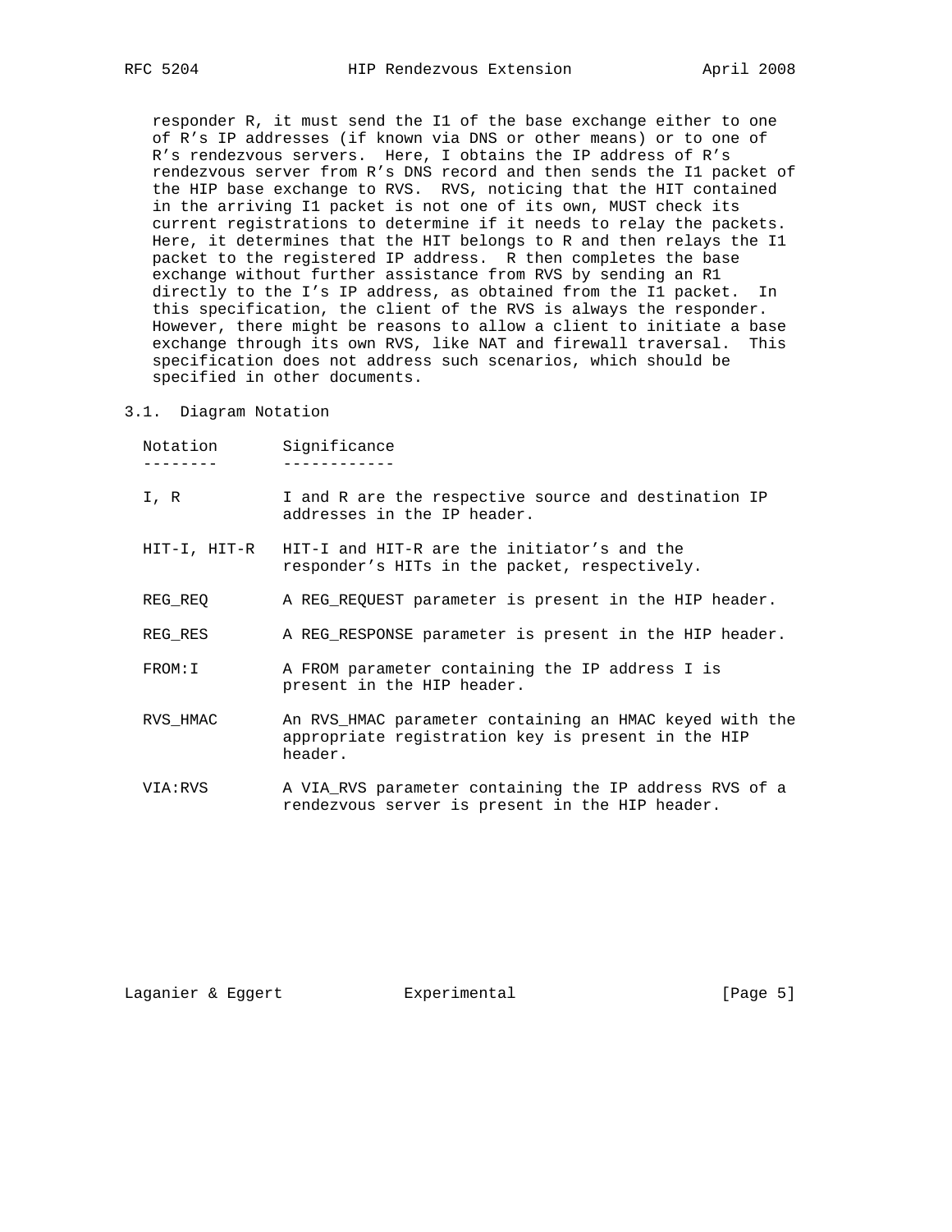responder R, it must send the I1 of the base exchange either to one of R's IP addresses (if known via DNS or other means) or to one of R's rendezvous servers. Here, I obtains the IP address of R's rendezvous server from R's DNS record and then sends the I1 packet of the HIP base exchange to RVS. RVS, noticing that the HIT contained in the arriving I1 packet is not one of its own, MUST check its current registrations to determine if it needs to relay the packets. Here, it determines that the HIT belongs to R and then relays the I1 packet to the registered IP address. R then completes the base exchange without further assistance from RVS by sending an R1 directly to the I's IP address, as obtained from the I1 packet. In this specification, the client of the RVS is always the responder. However, there might be reasons to allow a client to initiate a base exchange through its own RVS, like NAT and firewall traversal. This specification does not address such scenarios, which should be specified in other documents.

## 3.1. Diagram Notation

| Notation | Significance |
| --- | --- |
| I, R | I and R are the respective source and destination IP addresses in the IP header. |
| HIT-I, HIT-R | HIT-I and HIT-R are the initiator's and the responder's HITs in the packet, respectively. |
| REG_REQ | A REG_REQUEST parameter is present in the HIP header. |
| REG_RES | A REG_RESPONSE parameter is present in the HIP header. |
| FROM:I | A FROM parameter containing the IP address I is present in the HIP header. |
| RVS_HMAC | An RVS_HMAC parameter containing an HMAC keyed with the appropriate registration key is present in the HIP header. |
| VIA:RVS | A VIA_RVS parameter containing the IP address RVS of a rendezvous server is present in the HIP header. |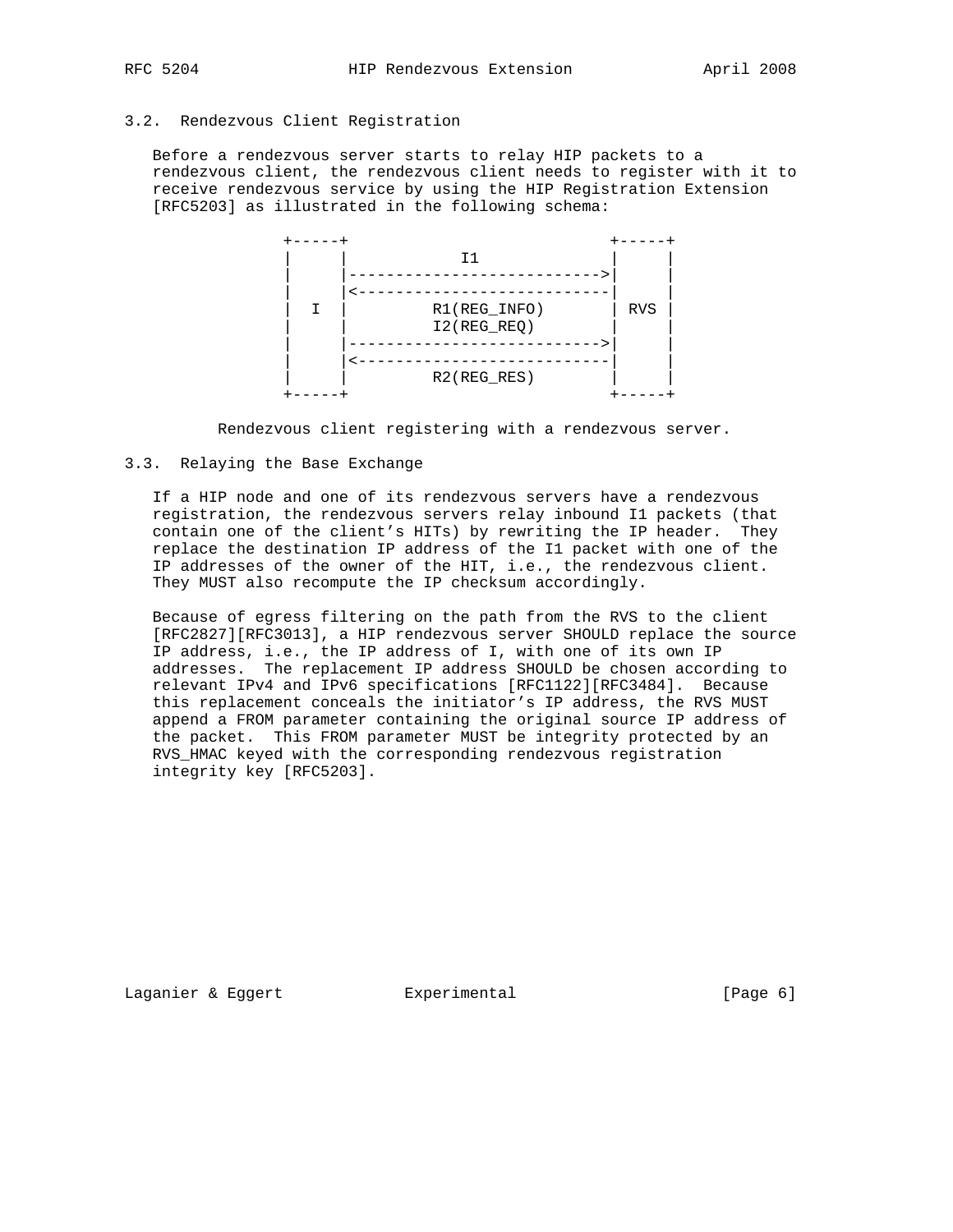### 3.2. Rendezvous Client Registration

Before a rendezvous server starts to relay HIP packets to a rendezvous client, the rendezvous client needs to register with it to receive rendezvous service by using the HIP Registration Extension [RFC5203] as illustrated in the following schema:

```
+-----+                            +-----+
|     |            I1              |     |
|     |--------------------------->|     |
|     |<---------------------------|     |
|  I  |         R1(REG_INFO)       | RVS |
|     |         I2(REG_REQ)        |     |
|     |--------------------------->|     |
|     |<---------------------------|     |
|     |         R2(REG_RES)        |     |
+-----+                            +-----+
```

Rendezvous client registering with a rendezvous server.

### 3.3. Relaying the Base Exchange

If a HIP node and one of its rendezvous servers have a rendezvous registration, the rendezvous servers relay inbound I1 packets (that contain one of the client's HITs) by rewriting the IP header. They replace the destination IP address of the I1 packet with one of the IP addresses of the owner of the HIT, i.e., the rendezvous client. They MUST also recompute the IP checksum accordingly.

Because of egress filtering on the path from the RVS to the client [RFC2827][RFC3013], a HIP rendezvous server SHOULD replace the source IP address, i.e., the IP address of I, with one of its own IP addresses. The replacement IP address SHOULD be chosen according to relevant IPv4 and IPv6 specifications [RFC1122][RFC3484]. Because this replacement conceals the initiator's IP address, the RVS MUST append a FROM parameter containing the original source IP address of the packet. This FROM parameter MUST be integrity protected by an RVS_HMAC keyed with the corresponding rendezvous registration integrity key [RFC5203].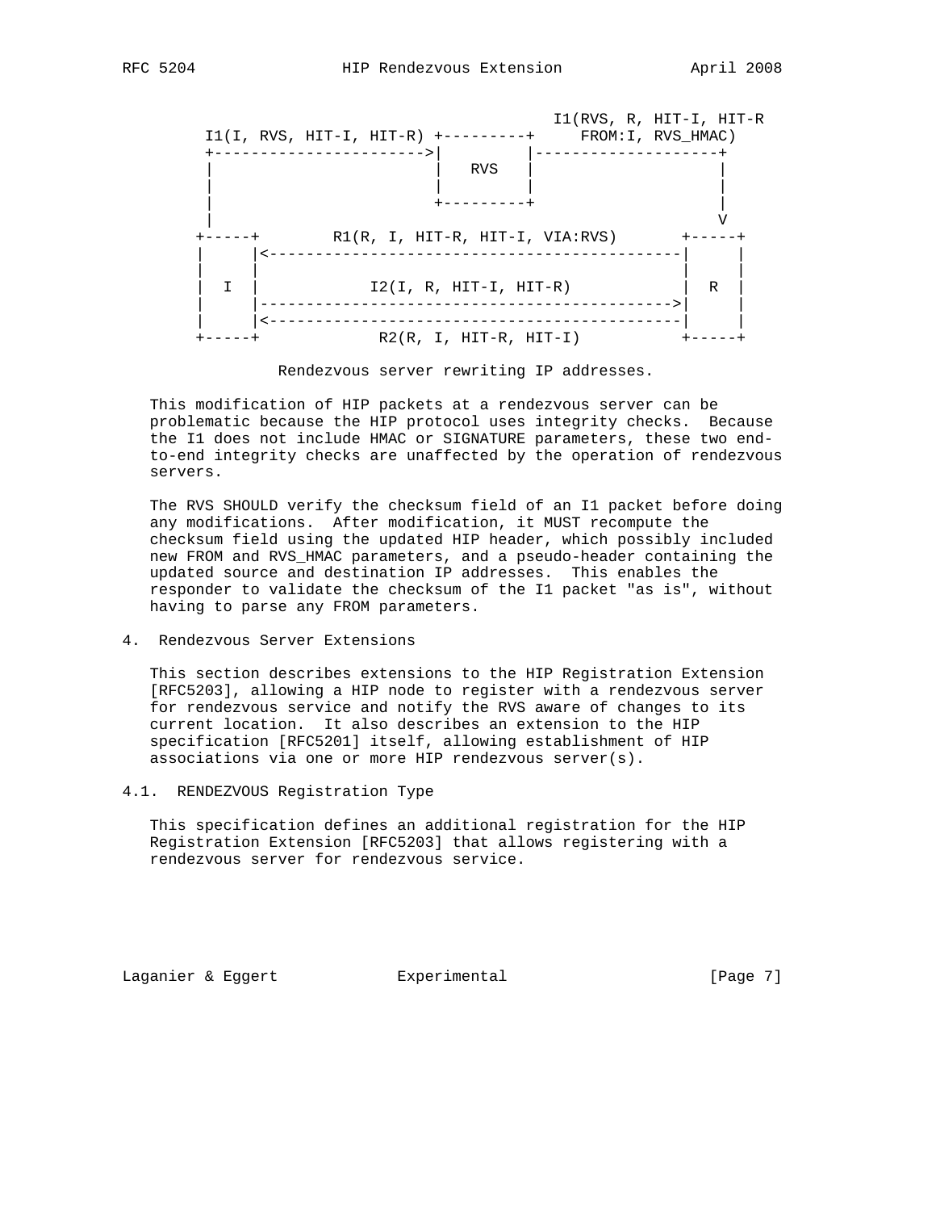```
                                          I1(RVS, R, HIT-I, HIT-R
     I1(I, RVS, HIT-I, HIT-R) +---------+     FROM:I, RVS_HMAC)
     +----------------------->|         |--------------------+
     |                        |   RVS   |                    |
     |                        |         |                    |
     |                        +---------+                    |
     |                                                       V
    +-----+        R1(R, I, HIT-R, HIT-I, VIA:RVS)       +-----+
    |     |<---------------------------------------------|     |
    |     |                                              |     |
    |  I  |            I2(I, R, HIT-I, HIT-R)            |  R  |
    |     |--------------------------------------------->|     |
    |     |<---------------------------------------------|     |
    +-----+             R2(R, I, HIT-R, HIT-I)           +-----+
```

Rendezvous server rewriting IP addresses.

This modification of HIP packets at a rendezvous server can be problematic because the HIP protocol uses integrity checks. Because the I1 does not include HMAC or SIGNATURE parameters, these two end-to-end integrity checks are unaffected by the operation of rendezvous servers.

The RVS SHOULD verify the checksum field of an I1 packet before doing any modifications. After modification, it MUST recompute the checksum field using the updated HIP header, which possibly included new FROM and RVS_HMAC parameters, and a pseudo-header containing the updated source and destination IP addresses. This enables the responder to validate the checksum of the I1 packet "as is", without having to parse any FROM parameters.

## 4. Rendezvous Server Extensions

This section describes extensions to the HIP Registration Extension [RFC5203], allowing a HIP node to register with a rendezvous server for rendezvous service and notify the RVS aware of changes to its current location. It also describes an extension to the HIP specification [RFC5201] itself, allowing establishment of HIP associations via one or more HIP rendezvous server(s).

### 4.1. RENDEZVOUS Registration Type

This specification defines an additional registration for the HIP Registration Extension [RFC5203] that allows registering with a rendezvous server for rendezvous service.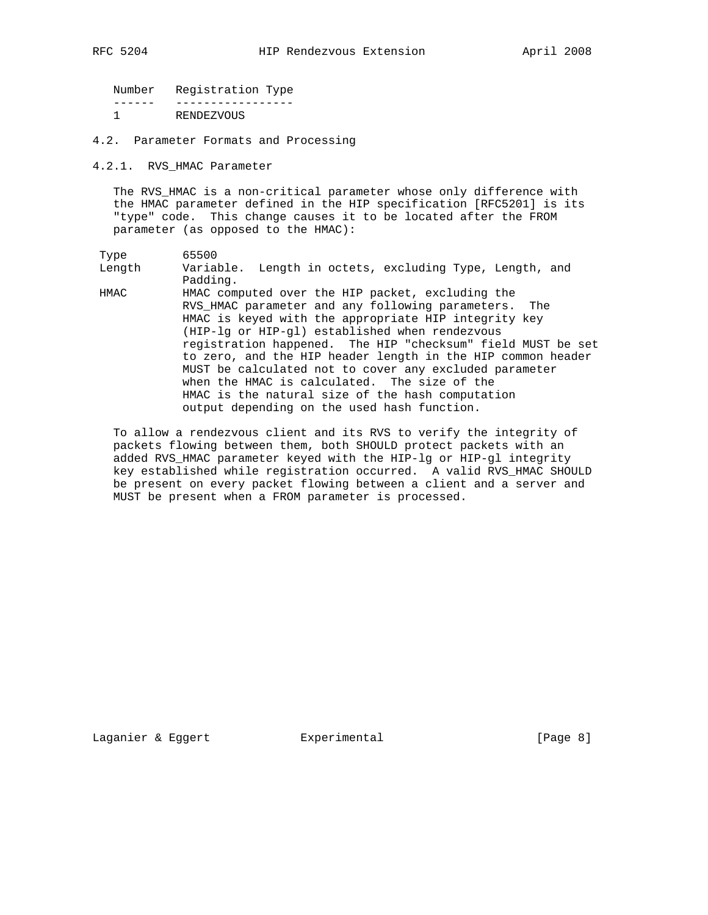| Number | Registration Type |
| --- | --- |
| 1 | RENDEZVOUS |

### 4.2. Parameter Formats and Processing

#### 4.2.1. RVS_HMAC Parameter

The RVS_HMAC is a non-critical parameter whose only difference with the HMAC parameter defined in the HIP specification [RFC5201] is its "type" code. This change causes it to be located after the FROM parameter (as opposed to the HMAC):

```
 Type        65500
 Length      Variable.  Length in octets, excluding Type, Length, and
             Padding.
 HMAC        HMAC computed over the HIP packet, excluding the
             RVS_HMAC parameter and any following parameters.  The
             HMAC is keyed with the appropriate HIP integrity key
             (HIP-lg or HIP-gl) established when rendezvous
             registration happened.  The HIP "checksum" field MUST be set
             to zero, and the HIP header length in the HIP common header
             MUST be calculated not to cover any excluded parameter
             when the HMAC is calculated.  The size of the
             HMAC is the natural size of the hash computation
             output depending on the used hash function.
```

To allow a rendezvous client and its RVS to verify the integrity of packets flowing between them, both SHOULD protect packets with an added RVS_HMAC parameter keyed with the HIP-lg or HIP-gl integrity key established while registration occurred. A valid RVS_HMAC SHOULD be present on every packet flowing between a client and a server and MUST be present when a FROM parameter is processed.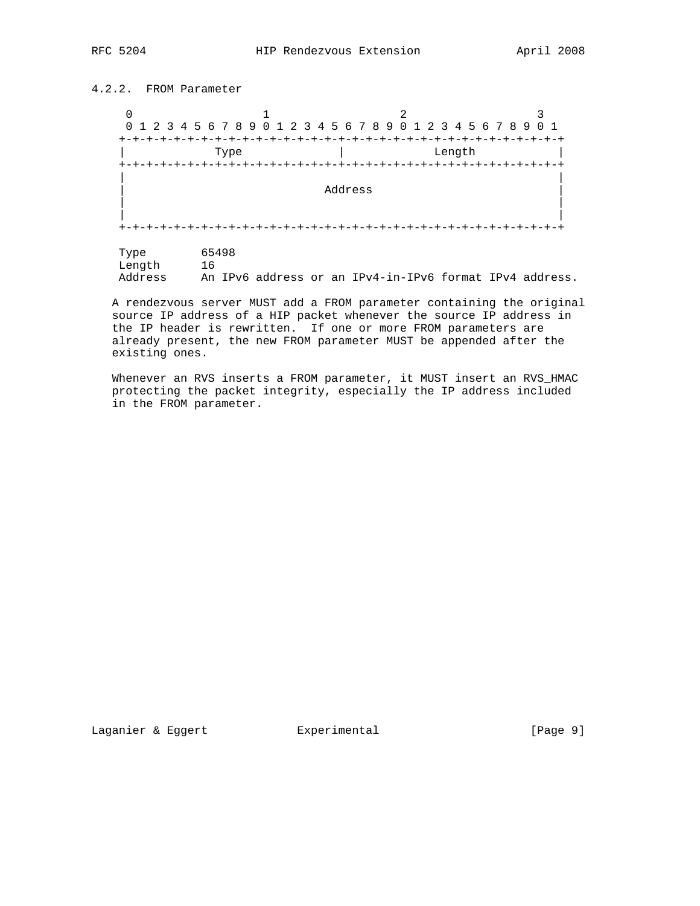### 4.2.2. FROM Parameter

```
    0                   1                   2                   3
    0 1 2 3 4 5 6 7 8 9 0 1 2 3 4 5 6 7 8 9 0 1 2 3 4 5 6 7 8 9 0 1
   +-+-+-+-+-+-+-+-+-+-+-+-+-+-+-+-+-+-+-+-+-+-+-+-+-+-+-+-+-+-+-+-+
   |             Type              |             Length            |
   +-+-+-+-+-+-+-+-+-+-+-+-+-+-+-+-+-+-+-+-+-+-+-+-+-+-+-+-+-+-+-+-+
   |                                                               |
   |                             Address                           |
   |                                                               |
   |                                                               |
   +-+-+-+-+-+-+-+-+-+-+-+-+-+-+-+-+-+-+-+-+-+-+-+-+-+-+-+-+-+-+-+-+

   Type        65498
   Length      16
   Address     An IPv6 address or an IPv4-in-IPv6 format IPv4 address.
```

A rendezvous server MUST add a FROM parameter containing the original source IP address of a HIP packet whenever the source IP address in the IP header is rewritten. If one or more FROM parameters are already present, the new FROM parameter MUST be appended after the existing ones.

Whenever an RVS inserts a FROM parameter, it MUST insert an RVS_HMAC protecting the packet integrity, especially the IP address included in the FROM parameter.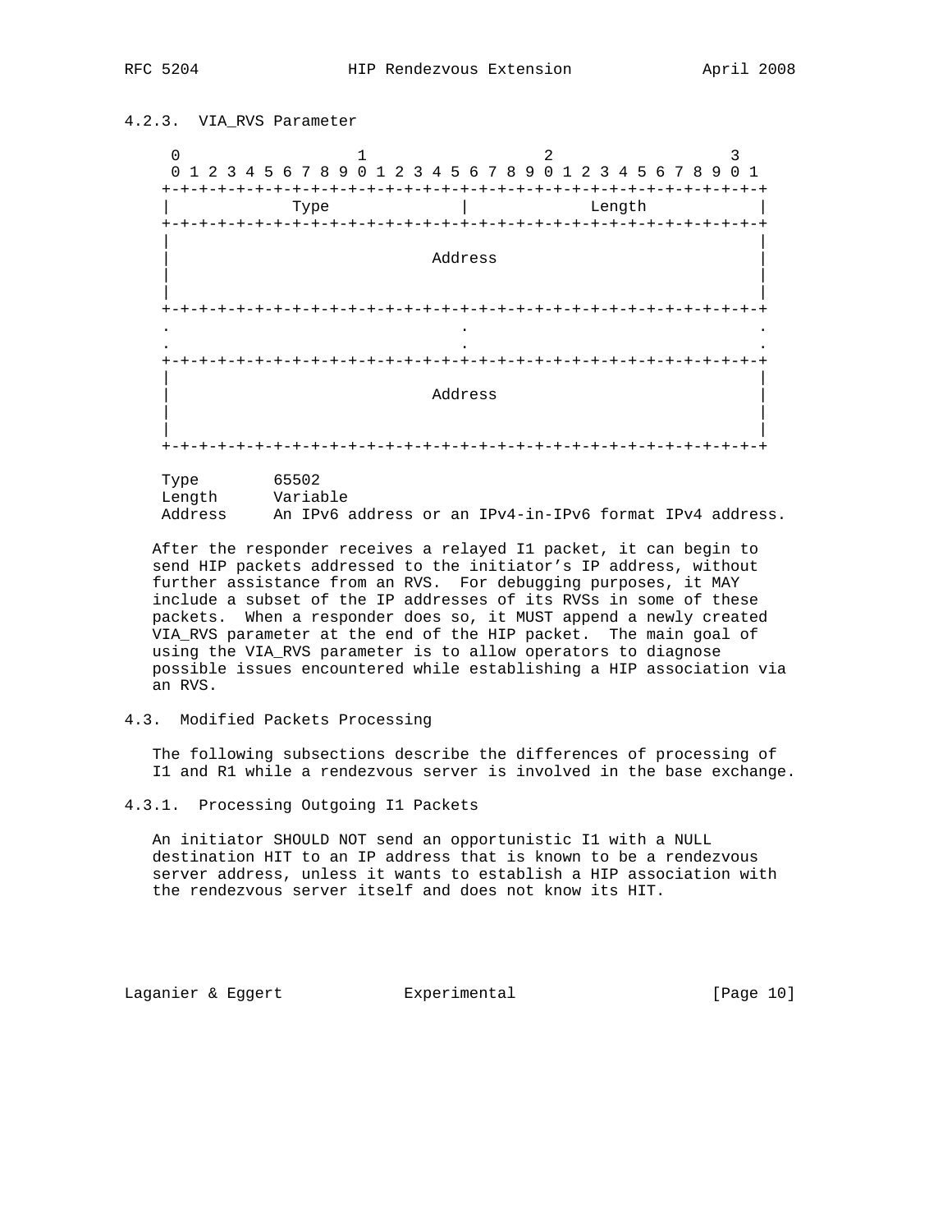### 4.2.3. VIA_RVS Parameter

```
 0                   1                   2                   3
 0 1 2 3 4 5 6 7 8 9 0 1 2 3 4 5 6 7 8 9 0 1 2 3 4 5 6 7 8 9 0 1
+-+-+-+-+-+-+-+-+-+-+-+-+-+-+-+-+-+-+-+-+-+-+-+-+-+-+-+-+-+-+-+-+
|             Type              |             Length            |
+-+-+-+-+-+-+-+-+-+-+-+-+-+-+-+-+-+-+-+-+-+-+-+-+-+-+-+-+-+-+-+-+
|                                                               |
|                            Address                            |
|                                                               |
|                                                               |
+-+-+-+-+-+-+-+-+-+-+-+-+-+-+-+-+-+-+-+-+-+-+-+-+-+-+-+-+-+-+-+-+
.                               .                               .
.                               .                               .
+-+-+-+-+-+-+-+-+-+-+-+-+-+-+-+-+-+-+-+-+-+-+-+-+-+-+-+-+-+-+-+-+
|                                                               |
|                            Address                            |
|                                                               |
|                                                               |
+-+-+-+-+-+-+-+-+-+-+-+-+-+-+-+-+-+-+-+-+-+-+-+-+-+-+-+-+-+-+-+-+

Type        65502
Length      Variable
Address     An IPv6 address or an IPv4-in-IPv6 format IPv4 address.
```

After the responder receives a relayed I1 packet, it can begin to send HIP packets addressed to the initiator's IP address, without further assistance from an RVS. For debugging purposes, it MAY include a subset of the IP addresses of its RVSs in some of these packets. When a responder does so, it MUST append a newly created VIA_RVS parameter at the end of the HIP packet. The main goal of using the VIA_RVS parameter is to allow operators to diagnose possible issues encountered while establishing a HIP association via an RVS.

## 4.3. Modified Packets Processing

The following subsections describe the differences of processing of I1 and R1 while a rendezvous server is involved in the base exchange.

### 4.3.1. Processing Outgoing I1 Packets

An initiator SHOULD NOT send an opportunistic I1 with a NULL destination HIT to an IP address that is known to be a rendezvous server address, unless it wants to establish a HIP association with the rendezvous server itself and does not know its HIT.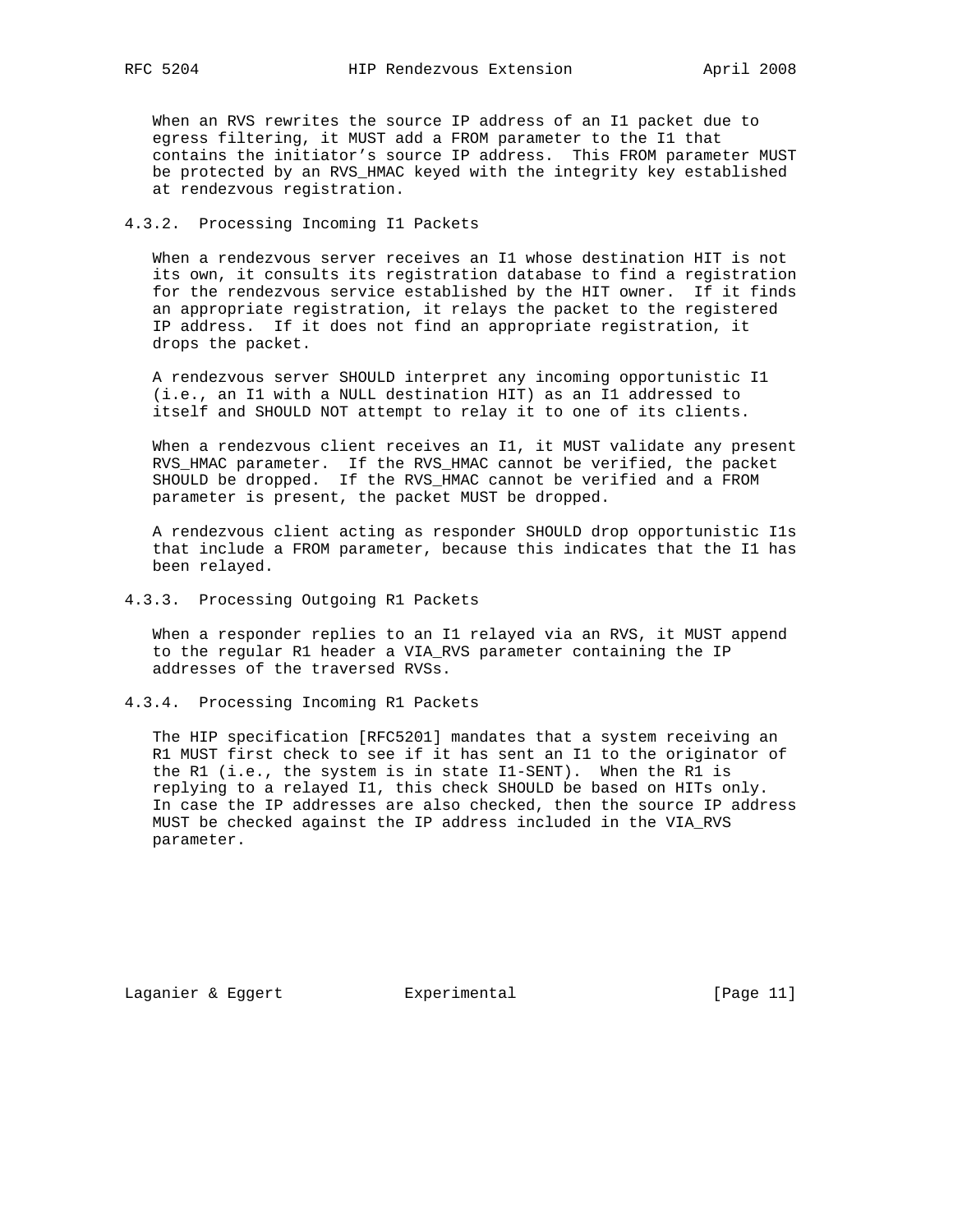When an RVS rewrites the source IP address of an I1 packet due to egress filtering, it MUST add a FROM parameter to the I1 that contains the initiator's source IP address. This FROM parameter MUST be protected by an RVS_HMAC keyed with the integrity key established at rendezvous registration.

### 4.3.2. Processing Incoming I1 Packets

When a rendezvous server receives an I1 whose destination HIT is not its own, it consults its registration database to find a registration for the rendezvous service established by the HIT owner. If it finds an appropriate registration, it relays the packet to the registered IP address. If it does not find an appropriate registration, it drops the packet.

A rendezvous server SHOULD interpret any incoming opportunistic I1 (i.e., an I1 with a NULL destination HIT) as an I1 addressed to itself and SHOULD NOT attempt to relay it to one of its clients.

When a rendezvous client receives an I1, it MUST validate any present RVS_HMAC parameter. If the RVS_HMAC cannot be verified, the packet SHOULD be dropped. If the RVS_HMAC cannot be verified and a FROM parameter is present, the packet MUST be dropped.

A rendezvous client acting as responder SHOULD drop opportunistic I1s that include a FROM parameter, because this indicates that the I1 has been relayed.

### 4.3.3. Processing Outgoing R1 Packets

When a responder replies to an I1 relayed via an RVS, it MUST append to the regular R1 header a VIA_RVS parameter containing the IP addresses of the traversed RVSs.

### 4.3.4. Processing Incoming R1 Packets

The HIP specification [RFC5201] mandates that a system receiving an R1 MUST first check to see if it has sent an I1 to the originator of the R1 (i.e., the system is in state I1-SENT). When the R1 is replying to a relayed I1, this check SHOULD be based on HITs only. In case the IP addresses are also checked, then the source IP address MUST be checked against the IP address included in the VIA_RVS parameter.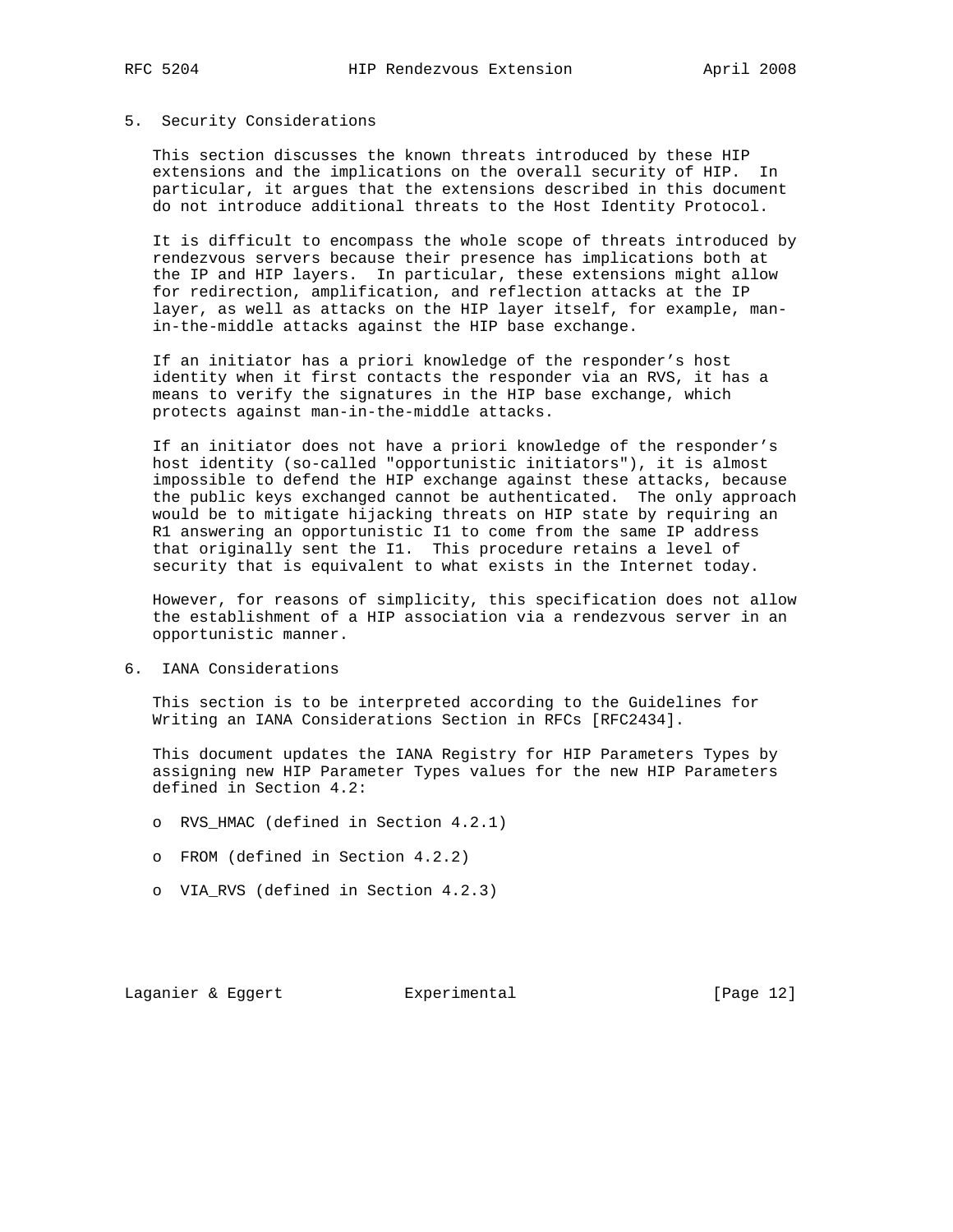## 5. Security Considerations

This section discusses the known threats introduced by these HIP extensions and the implications on the overall security of HIP. In particular, it argues that the extensions described in this document do not introduce additional threats to the Host Identity Protocol.

It is difficult to encompass the whole scope of threats introduced by rendezvous servers because their presence has implications both at the IP and HIP layers. In particular, these extensions might allow for redirection, amplification, and reflection attacks at the IP layer, as well as attacks on the HIP layer itself, for example, man-in-the-middle attacks against the HIP base exchange.

If an initiator has a priori knowledge of the responder's host identity when it first contacts the responder via an RVS, it has a means to verify the signatures in the HIP base exchange, which protects against man-in-the-middle attacks.

If an initiator does not have a priori knowledge of the responder's host identity (so-called "opportunistic initiators"), it is almost impossible to defend the HIP exchange against these attacks, because the public keys exchanged cannot be authenticated. The only approach would be to mitigate hijacking threats on HIP state by requiring an R1 answering an opportunistic I1 to come from the same IP address that originally sent the I1. This procedure retains a level of security that is equivalent to what exists in the Internet today.

However, for reasons of simplicity, this specification does not allow the establishment of a HIP association via a rendezvous server in an opportunistic manner.

## 6. IANA Considerations

This section is to be interpreted according to the Guidelines for Writing an IANA Considerations Section in RFCs [RFC2434].

This document updates the IANA Registry for HIP Parameters Types by assigning new HIP Parameter Types values for the new HIP Parameters defined in Section 4.2:

- RVS_HMAC (defined in Section 4.2.1)
- FROM (defined in Section 4.2.2)
- VIA_RVS (defined in Section 4.2.3)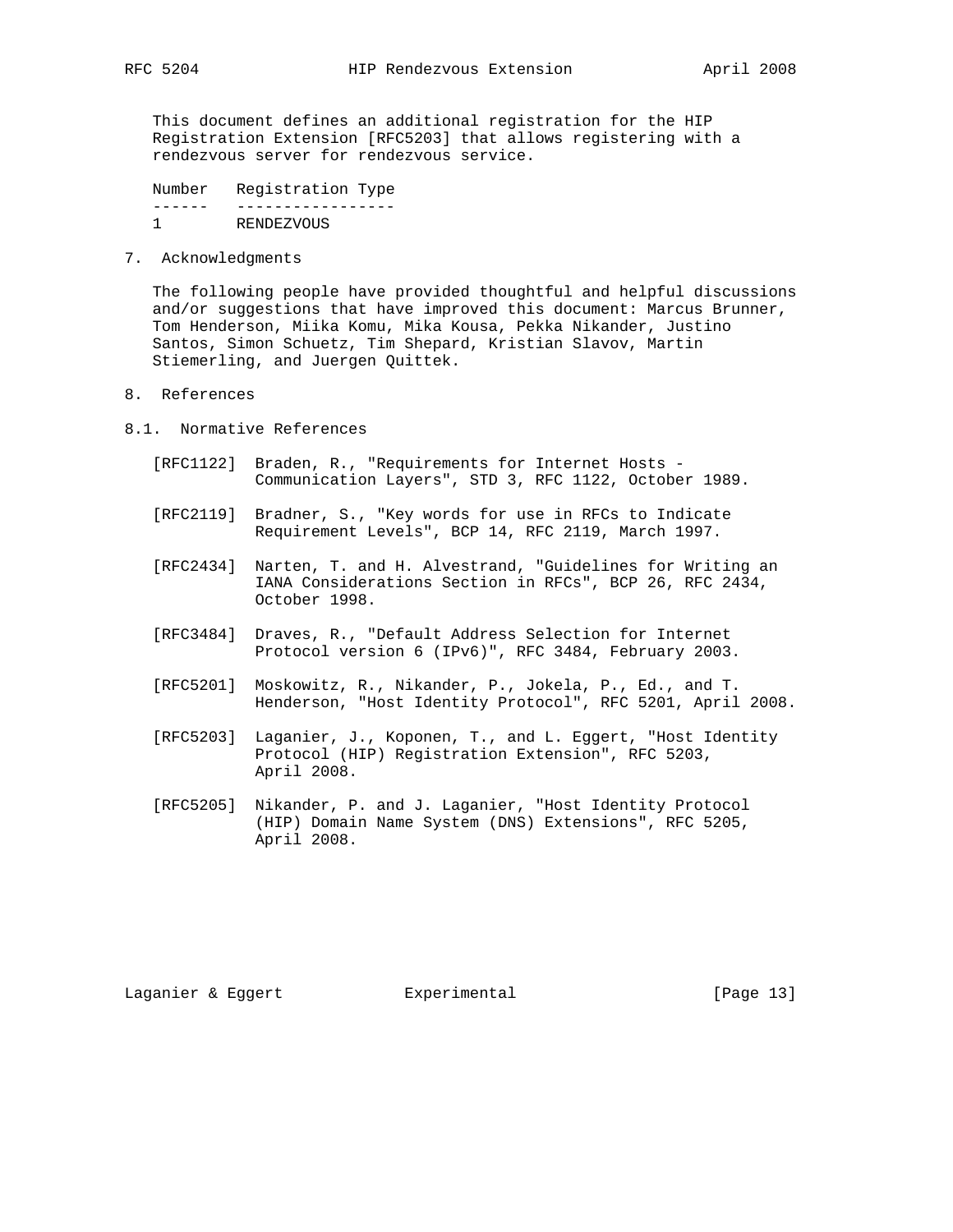This document defines an additional registration for the HIP Registration Extension [RFC5203] that allows registering with a rendezvous server for rendezvous service.

| Number | Registration Type |
|---|---|
| 1 | RENDEZVOUS |

## 7. Acknowledgments

The following people have provided thoughtful and helpful discussions and/or suggestions that have improved this document: Marcus Brunner, Tom Henderson, Miika Komu, Mika Kousa, Pekka Nikander, Justino Santos, Simon Schuetz, Tim Shepard, Kristian Slavov, Martin Stiemerling, and Juergen Quittek.

## 8. References

### 8.1. Normative References

[RFC1122] Braden, R., "Requirements for Internet Hosts - Communication Layers", STD 3, RFC 1122, October 1989.

[RFC2119] Bradner, S., "Key words for use in RFCs to Indicate Requirement Levels", BCP 14, RFC 2119, March 1997.

[RFC2434] Narten, T. and H. Alvestrand, "Guidelines for Writing an IANA Considerations Section in RFCs", BCP 26, RFC 2434, October 1998.

[RFC3484] Draves, R., "Default Address Selection for Internet Protocol version 6 (IPv6)", RFC 3484, February 2003.

[RFC5201] Moskowitz, R., Nikander, P., Jokela, P., Ed., and T. Henderson, "Host Identity Protocol", RFC 5201, April 2008.

[RFC5203] Laganier, J., Koponen, T., and L. Eggert, "Host Identity Protocol (HIP) Registration Extension", RFC 5203, April 2008.

[RFC5205] Nikander, P. and J. Laganier, "Host Identity Protocol (HIP) Domain Name System (DNS) Extensions", RFC 5205, April 2008.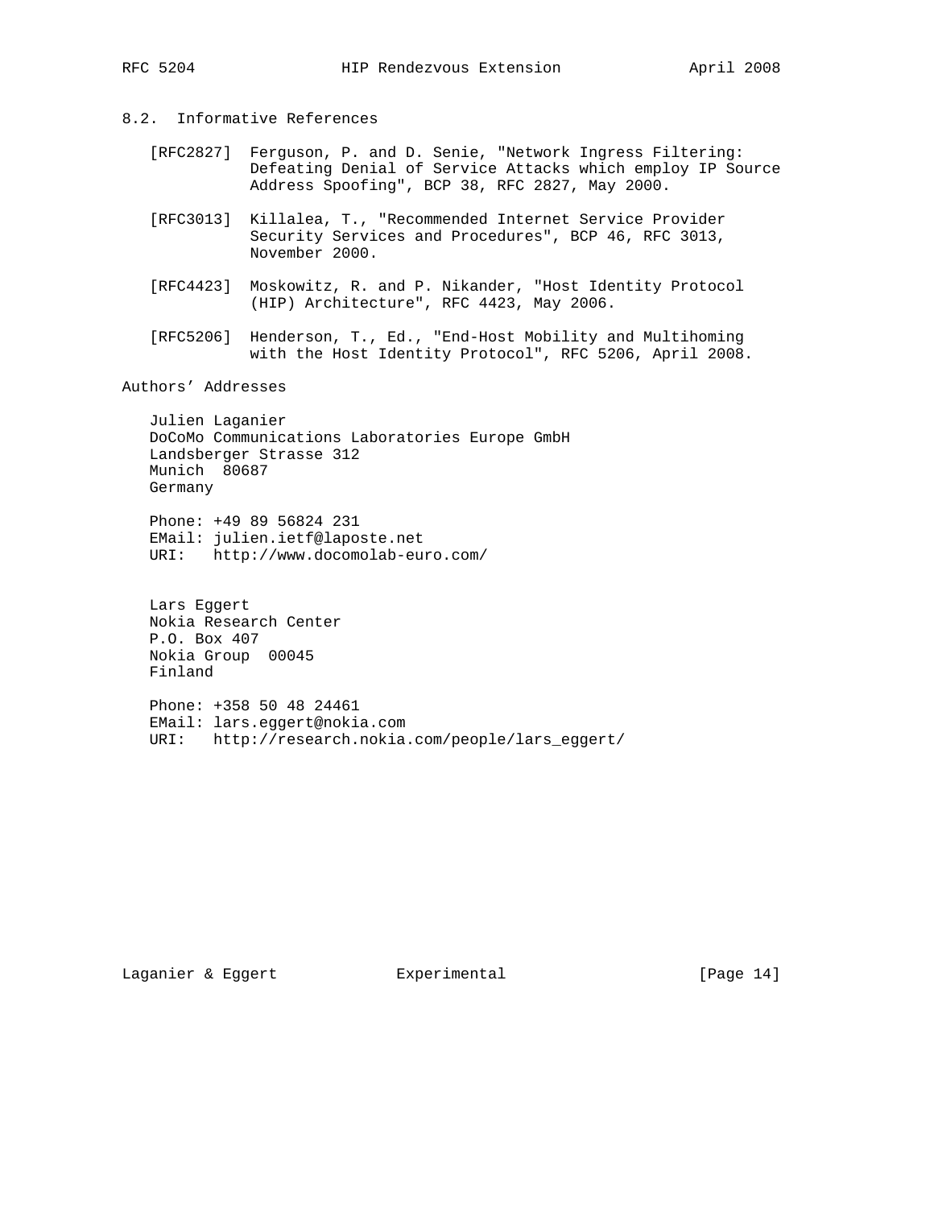### 8.2. Informative References

[RFC2827] Ferguson, P. and D. Senie, "Network Ingress Filtering: Defeating Denial of Service Attacks which employ IP Source Address Spoofing", BCP 38, RFC 2827, May 2000.

[RFC3013] Killalea, T., "Recommended Internet Service Provider Security Services and Procedures", BCP 46, RFC 3013, November 2000.

[RFC4423] Moskowitz, R. and P. Nikander, "Host Identity Protocol (HIP) Architecture", RFC 4423, May 2006.

[RFC5206] Henderson, T., Ed., "End-Host Mobility and Multihoming with the Host Identity Protocol", RFC 5206, April 2008.

## Authors' Addresses

Julien Laganier
DoCoMo Communications Laboratories Europe GmbH
Landsberger Strasse 312
Munich  80687
Germany

Phone: +49 89 56824 231
EMail: julien.ietf@laposte.net
URI:   http://www.docomolab-euro.com/

Lars Eggert
Nokia Research Center
P.O. Box 407
Nokia Group  00045
Finland

Phone: +358 50 48 24461
EMail: lars.eggert@nokia.com
URI:   http://research.nokia.com/people/lars_eggert/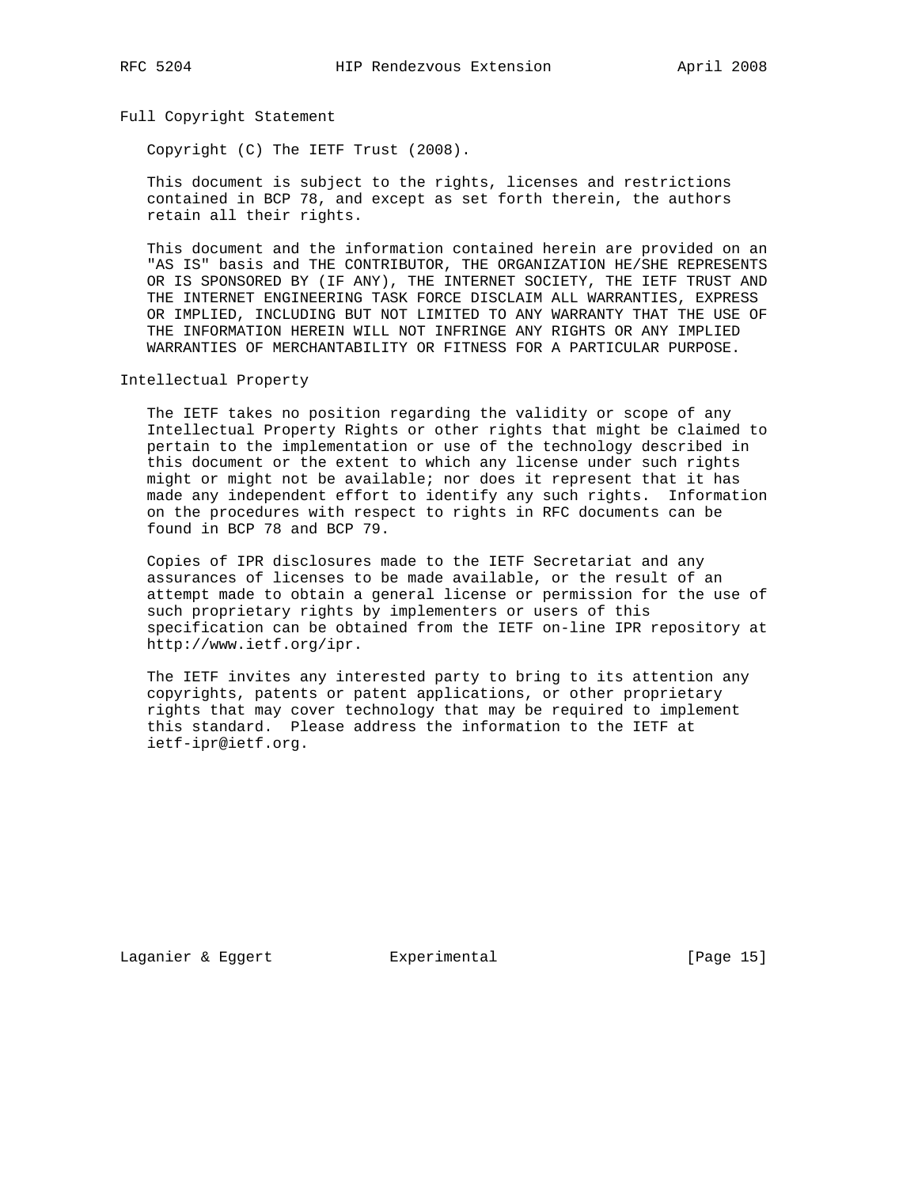## Full Copyright Statement

Copyright (C) The IETF Trust (2008).

This document is subject to the rights, licenses and restrictions contained in BCP 78, and except as set forth therein, the authors retain all their rights.

This document and the information contained herein are provided on an "AS IS" basis and THE CONTRIBUTOR, THE ORGANIZATION HE/SHE REPRESENTS OR IS SPONSORED BY (IF ANY), THE INTERNET SOCIETY, THE IETF TRUST AND THE INTERNET ENGINEERING TASK FORCE DISCLAIM ALL WARRANTIES, EXPRESS OR IMPLIED, INCLUDING BUT NOT LIMITED TO ANY WARRANTY THAT THE USE OF THE INFORMATION HEREIN WILL NOT INFRINGE ANY RIGHTS OR ANY IMPLIED WARRANTIES OF MERCHANTABILITY OR FITNESS FOR A PARTICULAR PURPOSE.

## Intellectual Property

The IETF takes no position regarding the validity or scope of any Intellectual Property Rights or other rights that might be claimed to pertain to the implementation or use of the technology described in this document or the extent to which any license under such rights might or might not be available; nor does it represent that it has made any independent effort to identify any such rights. Information on the procedures with respect to rights in RFC documents can be found in BCP 78 and BCP 79.

Copies of IPR disclosures made to the IETF Secretariat and any assurances of licenses to be made available, or the result of an attempt made to obtain a general license or permission for the use of such proprietary rights by implementers or users of this specification can be obtained from the IETF on-line IPR repository at http://www.ietf.org/ipr.

The IETF invites any interested party to bring to its attention any copyrights, patents or patent applications, or other proprietary rights that may cover technology that may be required to implement this standard. Please address the information to the IETF at ietf-ipr@ietf.org.